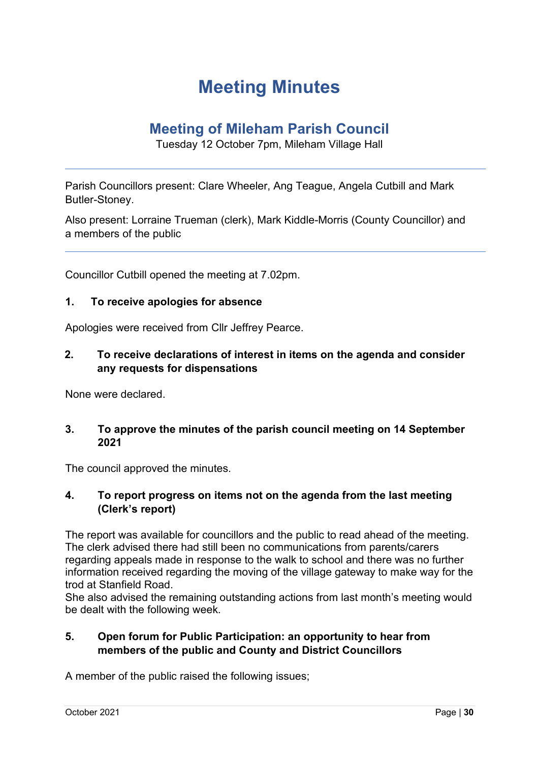# Meeting Minutes

## Meeting of Mileham Parish Council

Tuesday 12 October 7pm, Mileham Village Hall

---

Parish Councillors present: Clare Wheeler, Ang Teague, Angela Cutbill and Mark Butler-Stoney.

Also present: Lorraine Trueman (clerk), Mark Kiddle-Morris (County Councillor) and a members of the public

---

Councillor Cutbill opened the meeting at 7.02pm.

### 1. To receive apologies for absence

Apologies were received from Cllr Jeffrey Pearce.

### 2. To receive declarations of interest in items on the agenda and consider any requests for dispensations

None were declared.

### 3. To approve the minutes of the parish council meeting on 14 September 2021

The council approved the minutes.

### 4. To report progress on items not on the agenda from the last meeting (Clerk's report)

The report was available for councillors and the public to read ahead of the meeting. The clerk advised there had still been no communications from parents/carers regarding appeals made in response to the walk to school and there was no further information received regarding the moving of the village gateway to make way for the trod at Stanfield Road.
She also advised the remaining outstanding actions from last month's meeting would be dealt with the following week.

### 5. Open forum for Public Participation: an opportunity to hear from members of the public and County and District Councillors

A member of the public raised the following issues;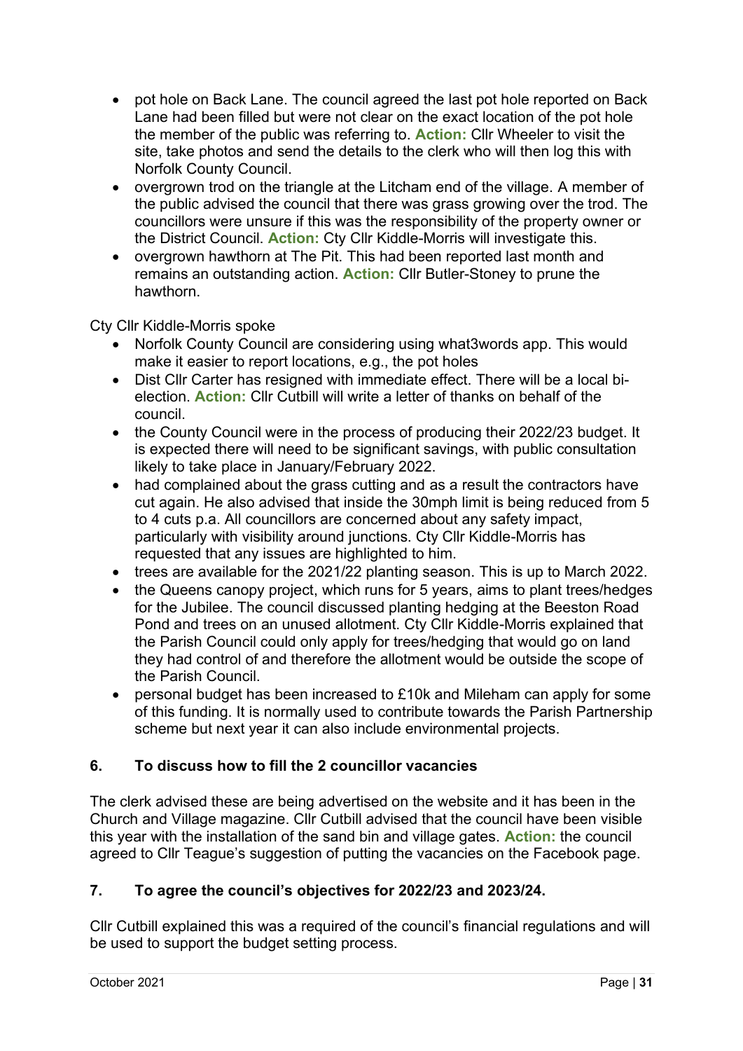- pot hole on Back Lane. The council agreed the last pot hole reported on Back Lane had been filled but were not clear on the exact location of the pot hole the member of the public was referring to. **Action:** Cllr Wheeler to visit the site, take photos and send the details to the clerk who will then log this with Norfolk County Council.
- overgrown trod on the triangle at the Litcham end of the village. A member of the public advised the council that there was grass growing over the trod. The councillors were unsure if this was the responsibility of the property owner or the District Council. **Action:** Cty Cllr Kiddle-Morris will investigate this.
- overgrown hawthorn at The Pit. This had been reported last month and remains an outstanding action. **Action:** Cllr Butler-Stoney to prune the hawthorn.

Cty Cllr Kiddle-Morris spoke

- Norfolk County Council are considering using what3words app. This would make it easier to report locations, e.g., the pot holes
- Dist Cllr Carter has resigned with immediate effect. There will be a local bi-election. **Action:** Cllr Cutbill will write a letter of thanks on behalf of the council.
- the County Council were in the process of producing their 2022/23 budget. It is expected there will need to be significant savings, with public consultation likely to take place in January/February 2022.
- had complained about the grass cutting and as a result the contractors have cut again. He also advised that inside the 30mph limit is being reduced from 5 to 4 cuts p.a. All councillors are concerned about any safety impact, particularly with visibility around junctions. Cty Cllr Kiddle-Morris has requested that any issues are highlighted to him.
- trees are available for the 2021/22 planting season. This is up to March 2022.
- the Queens canopy project, which runs for 5 years, aims to plant trees/hedges for the Jubilee. The council discussed planting hedging at the Beeston Road Pond and trees on an unused allotment. Cty Cllr Kiddle-Morris explained that the Parish Council could only apply for trees/hedging that would go on land they had control of and therefore the allotment would be outside the scope of the Parish Council.
- personal budget has been increased to £10k and Mileham can apply for some of this funding. It is normally used to contribute towards the Parish Partnership scheme but next year it can also include environmental projects.

## 6. To discuss how to fill the 2 councillor vacancies

The clerk advised these are being advertised on the website and it has been in the Church and Village magazine. Cllr Cutbill advised that the council have been visible this year with the installation of the sand bin and village gates. **Action:** the council agreed to Cllr Teague's suggestion of putting the vacancies on the Facebook page.

## 7. To agree the council's objectives for 2022/23 and 2023/24.

Cllr Cutbill explained this was a required of the council's financial regulations and will be used to support the budget setting process.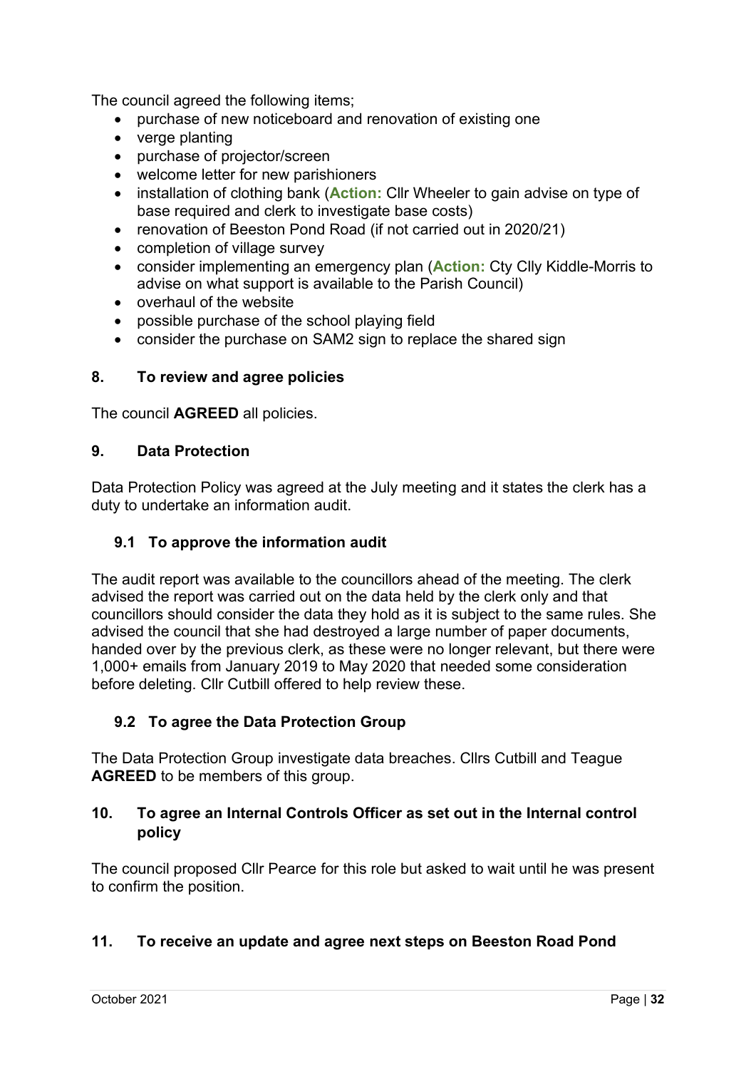The council agreed the following items;

- purchase of new noticeboard and renovation of existing one
- verge planting
- purchase of projector/screen
- welcome letter for new parishioners
- installation of clothing bank (**Action:** Cllr Wheeler to gain advise on type of base required and clerk to investigate base costs)
- renovation of Beeston Pond Road (if not carried out in 2020/21)
- completion of village survey
- consider implementing an emergency plan (**Action:** Cty Clly Kiddle-Morris to advise on what support is available to the Parish Council)
- overhaul of the website
- possible purchase of the school playing field
- consider the purchase on SAM2 sign to replace the shared sign

## 8. To review and agree policies

The council **AGREED** all policies.

## 9. Data Protection

Data Protection Policy was agreed at the July meeting and it states the clerk has a duty to undertake an information audit.

### 9.1 To approve the information audit

The audit report was available to the councillors ahead of the meeting. The clerk advised the report was carried out on the data held by the clerk only and that councillors should consider the data they hold as it is subject to the same rules. She advised the council that she had destroyed a large number of paper documents, handed over by the previous clerk, as these were no longer relevant, but there were 1,000+ emails from January 2019 to May 2020 that needed some consideration before deleting. Cllr Cutbill offered to help review these.

### 9.2 To agree the Data Protection Group

The Data Protection Group investigate data breaches. Cllrs Cutbill and Teague **AGREED** to be members of this group.

## 10. To agree an Internal Controls Officer as set out in the Internal control policy

The council proposed Cllr Pearce for this role but asked to wait until he was present to confirm the position.

## 11. To receive an update and agree next steps on Beeston Road Pond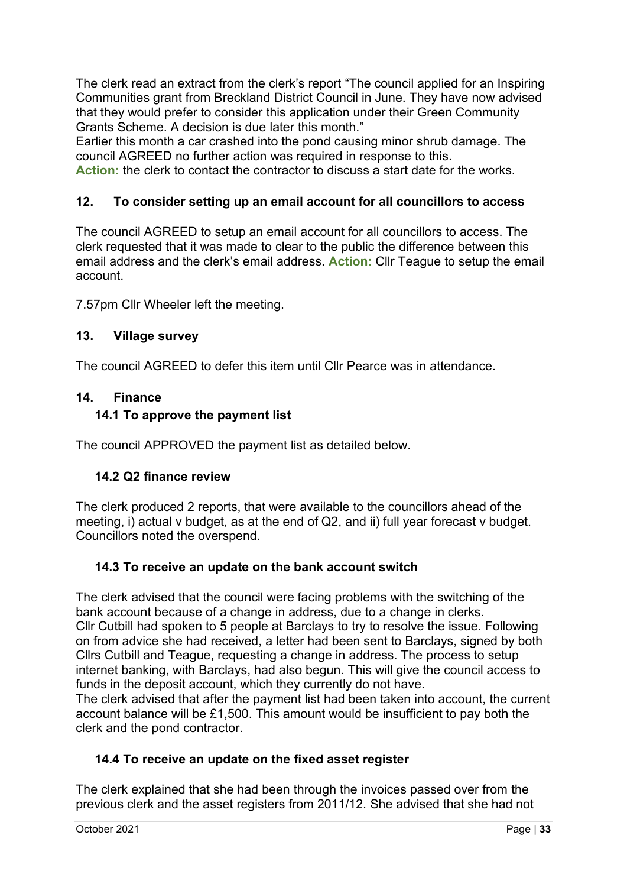The clerk read an extract from the clerk's report "The council applied for an Inspiring Communities grant from Breckland District Council in June. They have now advised that they would prefer to consider this application under their Green Community Grants Scheme. A decision is due later this month."
Earlier this month a car crashed into the pond causing minor shrub damage. The council AGREED no further action was required in response to this.
**Action:** the clerk to contact the contractor to discuss a start date for the works.

## 12. To consider setting up an email account for all councillors to access

The council AGREED to setup an email account for all councillors to access. The clerk requested that it was made to clear to the public the difference between this email address and the clerk's email address. **Action:** Cllr Teague to setup the email account.

7.57pm Cllr Wheeler left the meeting.

## 13. Village survey

The council AGREED to defer this item until Cllr Pearce was in attendance.

## 14. Finance

### 14.1 To approve the payment list

The council APPROVED the payment list as detailed below.

### 14.2 Q2 finance review

The clerk produced 2 reports, that were available to the councillors ahead of the meeting, i) actual v budget, as at the end of Q2, and ii) full year forecast v budget. Councillors noted the overspend.

### 14.3 To receive an update on the bank account switch

The clerk advised that the council were facing problems with the switching of the bank account because of a change in address, due to a change in clerks.
Cllr Cutbill had spoken to 5 people at Barclays to try to resolve the issue. Following on from advice she had received, a letter had been sent to Barclays, signed by both Cllrs Cutbill and Teague, requesting a change in address. The process to setup internet banking, with Barclays, had also begun. This will give the council access to funds in the deposit account, which they currently do not have.
The clerk advised that after the payment list had been taken into account, the current account balance will be £1,500. This amount would be insufficient to pay both the clerk and the pond contractor.

### 14.4 To receive an update on the fixed asset register

The clerk explained that she had been through the invoices passed over from the previous clerk and the asset registers from 2011/12. She advised that she had not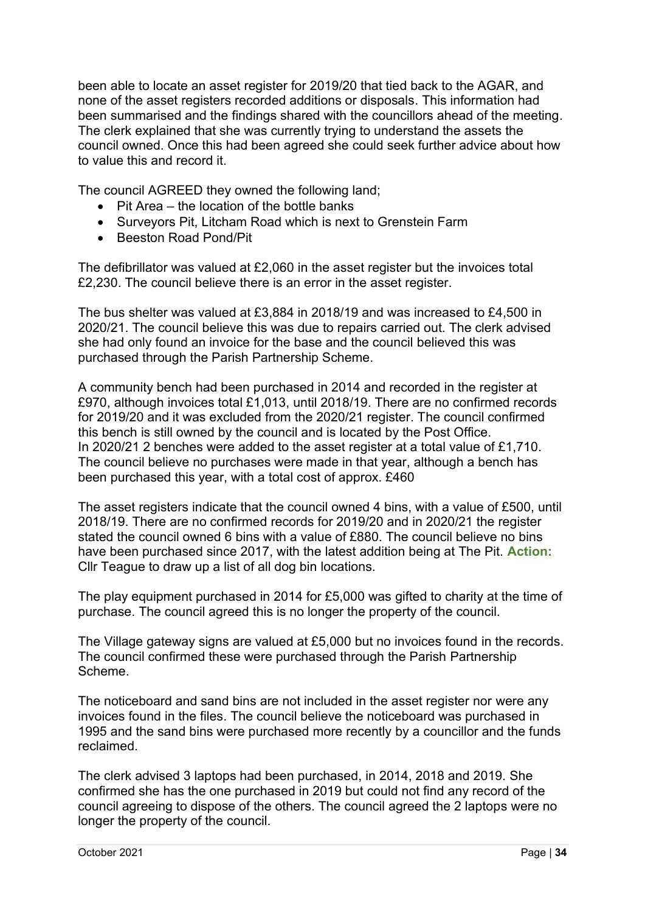been able to locate an asset register for 2019/20 that tied back to the AGAR, and none of the asset registers recorded additions or disposals. This information had been summarised and the findings shared with the councillors ahead of the meeting. The clerk explained that she was currently trying to understand the assets the council owned. Once this had been agreed she could seek further advice about how to value this and record it.

The council AGREED they owned the following land;

- Pit Area – the location of the bottle banks
- Surveyors Pit, Litcham Road which is next to Grenstein Farm
- Beeston Road Pond/Pit

The defibrillator was valued at £2,060 in the asset register but the invoices total £2,230. The council believe there is an error in the asset register.

The bus shelter was valued at £3,884 in 2018/19 and was increased to £4,500 in 2020/21. The council believe this was due to repairs carried out. The clerk advised she had only found an invoice for the base and the council believed this was purchased through the Parish Partnership Scheme.

A community bench had been purchased in 2014 and recorded in the register at £970, although invoices total £1,013, until 2018/19. There are no confirmed records for 2019/20 and it was excluded from the 2020/21 register. The council confirmed this bench is still owned by the council and is located by the Post Office.
In 2020/21 2 benches were added to the asset register at a total value of £1,710. The council believe no purchases were made in that year, although a bench has been purchased this year, with a total cost of approx. £460

The asset registers indicate that the council owned 4 bins, with a value of £500, until 2018/19. There are no confirmed records for 2019/20 and in 2020/21 the register stated the council owned 6 bins with a value of £880. The council believe no bins have been purchased since 2017, with the latest addition being at The Pit. **Action:** Cllr Teague to draw up a list of all dog bin locations.

The play equipment purchased in 2014 for £5,000 was gifted to charity at the time of purchase. The council agreed this is no longer the property of the council.

The Village gateway signs are valued at £5,000 but no invoices found in the records. The council confirmed these were purchased through the Parish Partnership Scheme.

The noticeboard and sand bins are not included in the asset register nor were any invoices found in the files. The council believe the noticeboard was purchased in 1995 and the sand bins were purchased more recently by a councillor and the funds reclaimed.

The clerk advised 3 laptops had been purchased, in 2014, 2018 and 2019. She confirmed she has the one purchased in 2019 but could not find any record of the council agreeing to dispose of the others. The council agreed the 2 laptops were no longer the property of the council.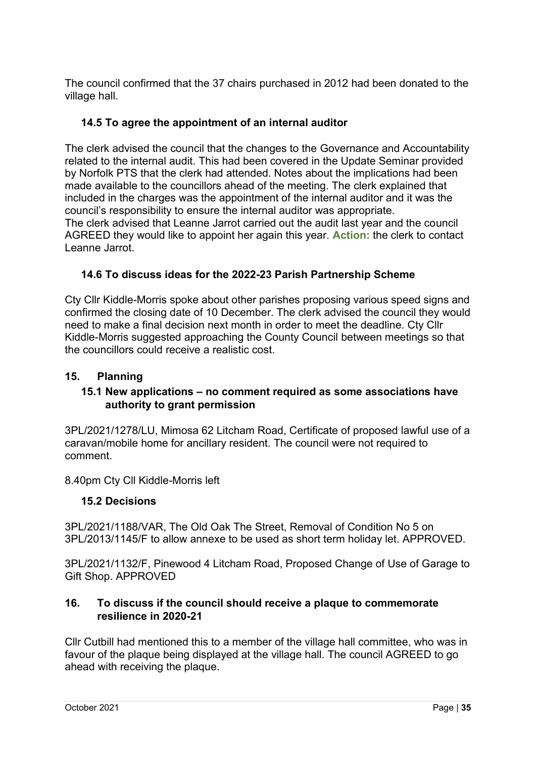The council confirmed that the 37 chairs purchased in 2012 had been donated to the village hall.

### 14.5 To agree the appointment of an internal auditor

The clerk advised the council that the changes to the Governance and Accountability related to the internal audit. This had been covered in the Update Seminar provided by Norfolk PTS that the clerk had attended. Notes about the implications had been made available to the councillors ahead of the meeting. The clerk explained that included in the charges was the appointment of the internal auditor and it was the council's responsibility to ensure the internal auditor was appropriate.
The clerk advised that Leanne Jarrot carried out the audit last year and the council AGREED they would like to appoint her again this year. **Action:** the clerk to contact Leanne Jarrot.

### 14.6 To discuss ideas for the 2022-23 Parish Partnership Scheme

Cty Cllr Kiddle-Morris spoke about other parishes proposing various speed signs and confirmed the closing date of 10 December. The clerk advised the council they would need to make a final decision next month in order to meet the deadline. Cty Cllr Kiddle-Morris suggested approaching the County Council between meetings so that the councillors could receive a realistic cost.

## 15. Planning

### 15.1 New applications – no comment required as some associations have authority to grant permission

3PL/2021/1278/LU, Mimosa 62 Litcham Road, Certificate of proposed lawful use of a caravan/mobile home for ancillary resident. The council were not required to comment.

8.40pm Cty Cll Kiddle-Morris left

### 15.2 Decisions

3PL/2021/1188/VAR, The Old Oak The Street, Removal of Condition No 5 on 3PL/2013/1145/F to allow annexe to be used as short term holiday let. APPROVED.

3PL/2021/1132/F, Pinewood 4 Litcham Road, Proposed Change of Use of Garage to Gift Shop. APPROVED

## 16. To discuss if the council should receive a plaque to commemorate resilience in 2020-21

Cllr Cutbill had mentioned this to a member of the village hall committee, who was in favour of the plaque being displayed at the village hall. The council AGREED to go ahead with receiving the plaque.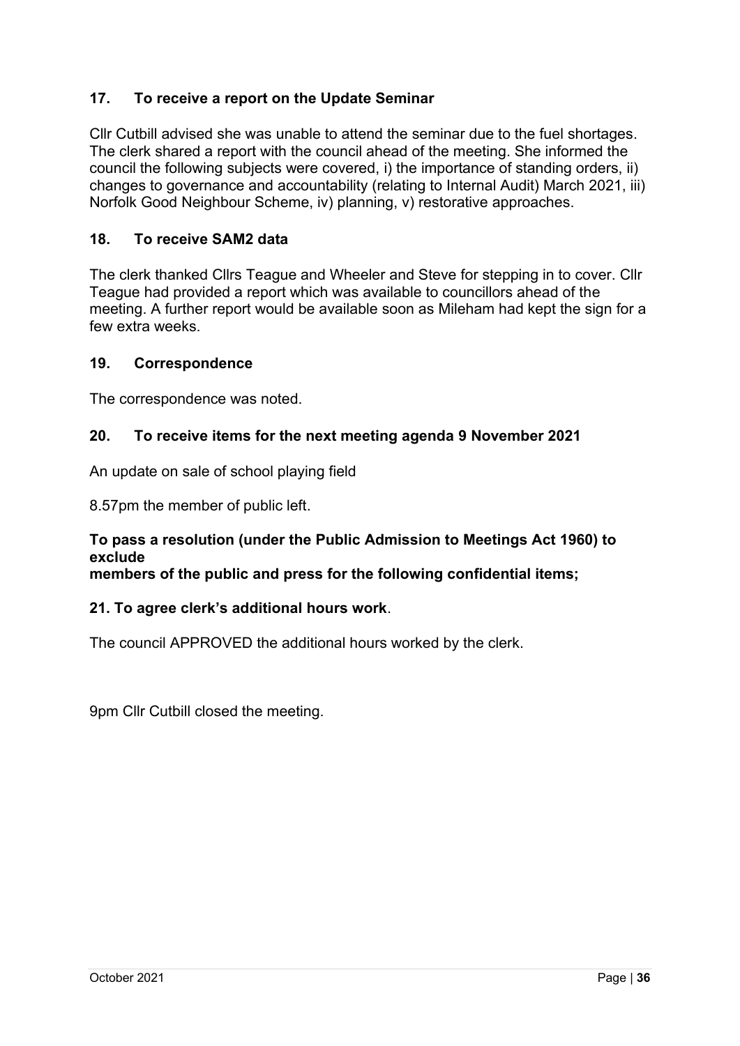## 17. To receive a report on the Update Seminar

Cllr Cutbill advised she was unable to attend the seminar due to the fuel shortages. The clerk shared a report with the council ahead of the meeting. She informed the council the following subjects were covered, i) the importance of standing orders, ii) changes to governance and accountability (relating to Internal Audit) March 2021, iii) Norfolk Good Neighbour Scheme, iv) planning, v) restorative approaches.

## 18. To receive SAM2 data

The clerk thanked Cllrs Teague and Wheeler and Steve for stepping in to cover. Cllr Teague had provided a report which was available to councillors ahead of the meeting. A further report would be available soon as Mileham had kept the sign for a few extra weeks.

## 19. Correspondence

The correspondence was noted.

## 20. To receive items for the next meeting agenda 9 November 2021

An update on sale of school playing field

8.57pm the member of public left.

**To pass a resolution (under the Public Admission to Meetings Act 1960) to exclude members of the public and press for the following confidential items;**

## 21. To agree clerk's additional hours work.

The council APPROVED the additional hours worked by the clerk.

9pm Cllr Cutbill closed the meeting.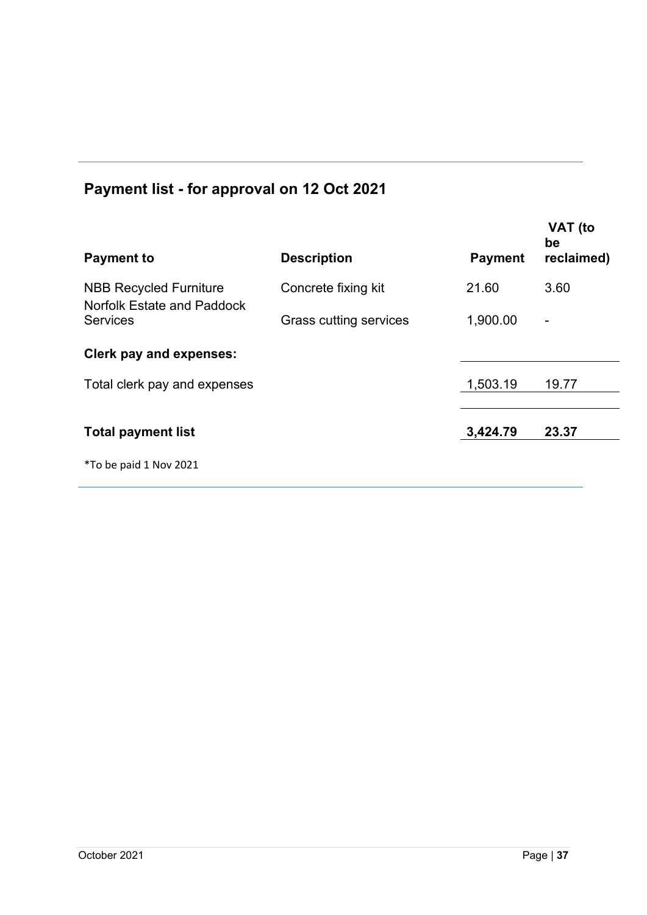## Payment list - for approval on 12 Oct 2021

| Payment to | Description | Payment | VAT (to be reclaimed) |
|---|---|---|---|
| NBB Recycled Furniture | Concrete fixing kit | 21.60 | 3.60 |
| Norfolk Estate and Paddock Services | Grass cutting services | 1,900.00 | - |
| **Clerk pay and expenses:** | | | |
| Total clerk pay and expenses | | 1,503.19 | 19.77 |
| **Total payment list** | | **3,424.79** | **23.37** |

*To be paid 1 Nov 2021